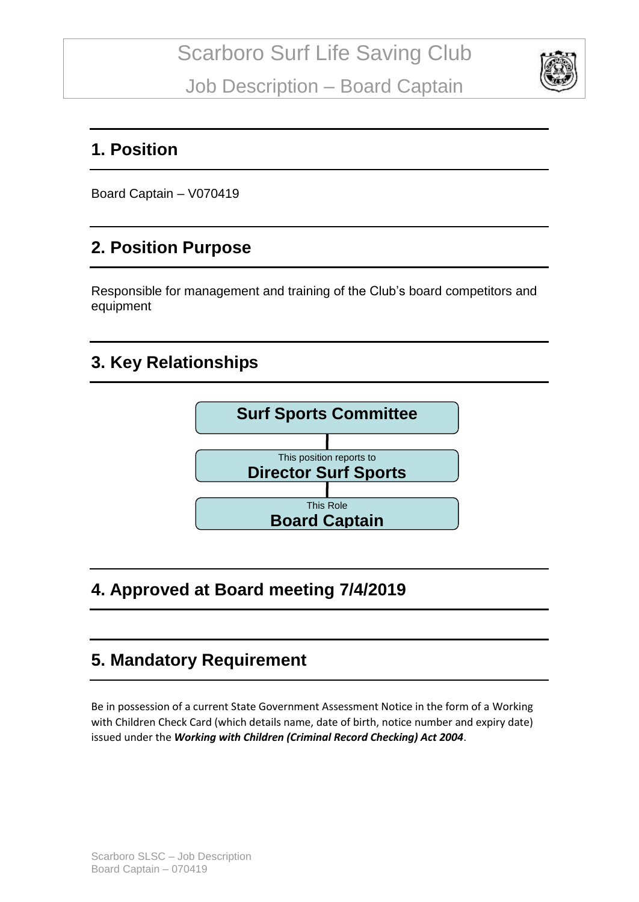# Scarboro Surf Life Saving Club

## Job Description – Board Captain

## 1. Position

Board Captain – V070419

## 2. Position Purpose

Responsible for management and training of the Club's board competitors and equipment

## 3. Key Relationships

**Surf Sports Committee**

This position reports to
**Director Surf Sports**

This Role
**Board Captain**

## 4. Approved at Board meeting 7/4/2019

## 5. Mandatory Requirement

Be in possession of a current State Government Assessment Notice in the form of a Working with Children Check Card (which details name, date of birth, notice number and expiry date) issued under the ***Working with Children (Criminal Record Checking) Act 2004***.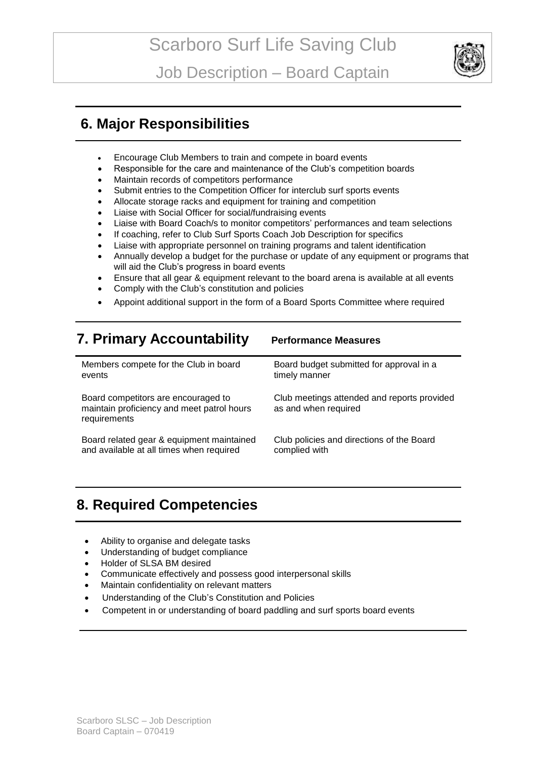# Scarboro Surf Life Saving Club

## Job Description – Board Captain

## 6. Major Responsibilities

- Encourage Club Members to train and compete in board events
- Responsible for the care and maintenance of the Club's competition boards
- Maintain records of competitors performance
- Submit entries to the Competition Officer for interclub surf sports events
- Allocate storage racks and equipment for training and competition
- Liaise with Social Officer for social/fundraising events
- Liaise with Board Coach/s to monitor competitors' performances and team selections
- If coaching, refer to Club Surf Sports Coach Job Description for specifics
- Liaise with appropriate personnel on training programs and talent identification
- Annually develop a budget for the purchase or update of any equipment or programs that will aid the Club's progress in board events
- Ensure that all gear & equipment relevant to the board arena is available at all events
- Comply with the Club's constitution and policies
- Appoint additional support in the form of a Board Sports Committee where required

| 7. Primary Accountability | Performance Measures |
|---|---|
| Members compete for the Club in board events | Board budget submitted for approval in a timely manner |
| Board competitors are encouraged to maintain proficiency and meet patrol hours requirements | Club meetings attended and reports provided as and when required |
| Board related gear & equipment maintained and available at all times when required | Club policies and directions of the Board complied with |

## 8. Required Competencies

- Ability to organise and delegate tasks
- Understanding of budget compliance
- Holder of SLSA BM desired
- Communicate effectively and possess good interpersonal skills
- Maintain confidentiality on relevant matters
- Understanding of the Club's Constitution and Policies
- Competent in or understanding of board paddling and surf sports board events